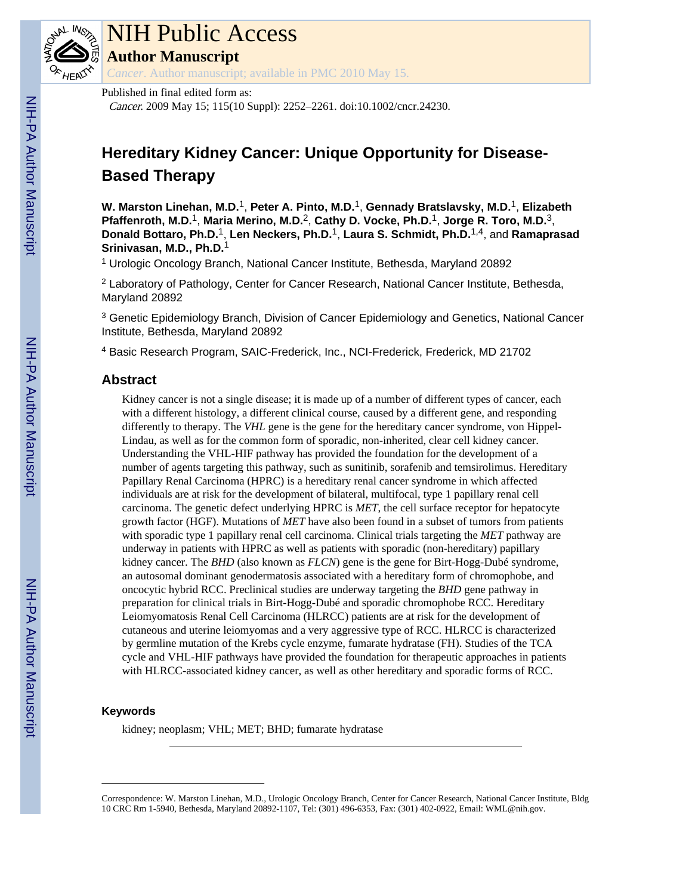# NIH Public Access

## Author Manuscript

*Cancer*. Author manuscript; available in PMC 2010 May 15.

Published in final edited form as:

*Cancer*. 2009 May 15; 115(10 Suppl): 2252–2261. doi:10.1002/cncr.24230.

# Hereditary Kidney Cancer: Unique Opportunity for Disease-Based Therapy

**W. Marston Linehan, M.D.**[1], **Peter A. Pinto, M.D.**[1], **Gennady Bratslavsky, M.D.**[1], **Elizabeth Pfaffenroth, M.D.**[1], **Maria Merino, M.D.**[2], **Cathy D. Vocke, Ph.D.**[1], **Jorge R. Toro, M.D.**[3], **Donald Bottaro, Ph.D.**[1], **Len Neckers, Ph.D.**[1], **Laura S. Schmidt, Ph.D.**[1,4], and **Ramaprasad Srinivasan, M.D., Ph.D.**[1]

[1] Urologic Oncology Branch, National Cancer Institute, Bethesda, Maryland 20892

[2] Laboratory of Pathology, Center for Cancer Research, National Cancer Institute, Bethesda, Maryland 20892

[3] Genetic Epidemiology Branch, Division of Cancer Epidemiology and Genetics, National Cancer Institute, Bethesda, Maryland 20892

[4] Basic Research Program, SAIC-Frederick, Inc., NCI-Frederick, Frederick, MD 21702

## Abstract

Kidney cancer is not a single disease; it is made up of a number of different types of cancer, each with a different histology, a different clinical course, caused by a different gene, and responding differently to therapy. The *VHL* gene is the gene for the hereditary cancer syndrome, von Hippel-Lindau, as well as for the common form of sporadic, non-inherited, clear cell kidney cancer. Understanding the VHL-HIF pathway has provided the foundation for the development of a number of agents targeting this pathway, such as sunitinib, sorafenib and temsirolimus. Hereditary Papillary Renal Carcinoma (HPRC) is a hereditary renal cancer syndrome in which affected individuals are at risk for the development of bilateral, multifocal, type 1 papillary renal cell carcinoma. The genetic defect underlying HPRC is *MET,* the cell surface receptor for hepatocyte growth factor (HGF). Mutations of *MET* have also been found in a subset of tumors from patients with sporadic type 1 papillary renal cell carcinoma. Clinical trials targeting the *MET* pathway are underway in patients with HPRC as well as patients with sporadic (non-hereditary) papillary kidney cancer. The *BHD* (also known as *FLCN*) gene is the gene for Birt-Hogg-Dubé syndrome, an autosomal dominant genodermatosis associated with a hereditary form of chromophobe, and oncocytic hybrid RCC. Preclinical studies are underway targeting the *BHD* gene pathway in preparation for clinical trials in Birt-Hogg-Dubé and sporadic chromophobe RCC. Hereditary Leiomyomatosis Renal Cell Carcinoma (HLRCC) patients are at risk for the development of cutaneous and uterine leiomyomas and a very aggressive type of RCC. HLRCC is characterized by germline mutation of the Krebs cycle enzyme, fumarate hydratase (FH). Studies of the TCA cycle and VHL-HIF pathways have provided the foundation for therapeutic approaches in patients with HLRCC-associated kidney cancer, as well as other hereditary and sporadic forms of RCC.

### Keywords

kidney; neoplasm; VHL; MET; BHD; fumarate hydratase

---

Correspondence: W. Marston Linehan, M.D., Urologic Oncology Branch, Center for Cancer Research, National Cancer Institute, Bldg 10 CRC Rm 1-5940, Bethesda, Maryland 20892-1107, Tel: (301) 496-6353, Fax: (301) 402-0922, Email: WML@nih.gov.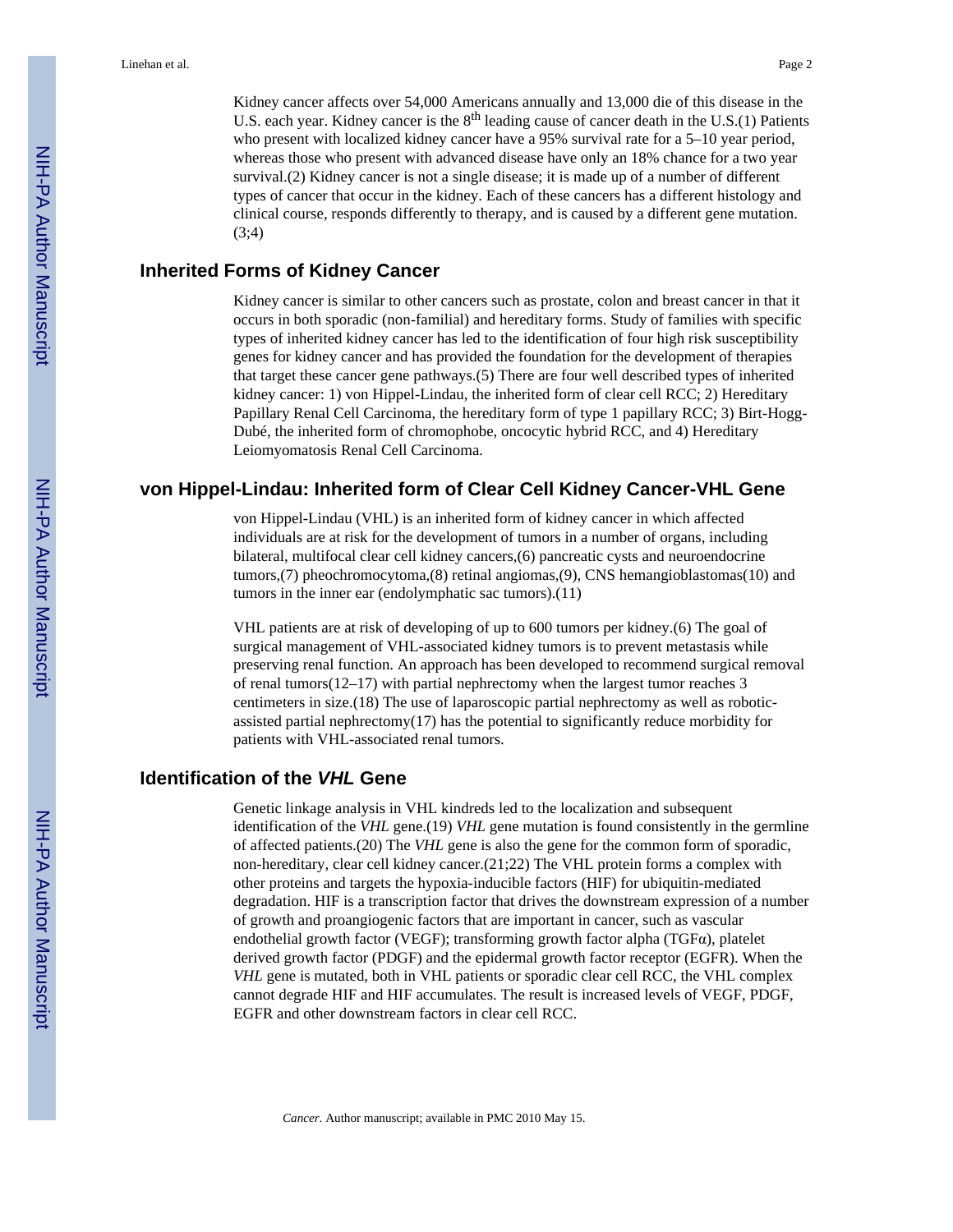Kidney cancer affects over 54,000 Americans annually and 13,000 die of this disease in the U.S. each year. Kidney cancer is the 8th leading cause of cancer death in the U.S.(1) Patients who present with localized kidney cancer have a 95% survival rate for a 5–10 year period, whereas those who present with advanced disease have only an 18% chance for a two year survival.(2) Kidney cancer is not a single disease; it is made up of a number of different types of cancer that occur in the kidney. Each of these cancers has a different histology and clinical course, responds differently to therapy, and is caused by a different gene mutation.(3;4)

## Inherited Forms of Kidney Cancer

Kidney cancer is similar to other cancers such as prostate, colon and breast cancer in that it occurs in both sporadic (non-familial) and hereditary forms. Study of families with specific types of inherited kidney cancer has led to the identification of four high risk susceptibility genes for kidney cancer and has provided the foundation for the development of therapies that target these cancer gene pathways.(5) There are four well described types of inherited kidney cancer: 1) von Hippel-Lindau, the inherited form of clear cell RCC; 2) Hereditary Papillary Renal Cell Carcinoma, the hereditary form of type 1 papillary RCC; 3) Birt-Hogg-Dubé, the inherited form of chromophobe, oncocytic hybrid RCC, and 4) Hereditary Leiomyomatosis Renal Cell Carcinoma.

## von Hippel-Lindau: Inherited form of Clear Cell Kidney Cancer-VHL Gene

von Hippel-Lindau (VHL) is an inherited form of kidney cancer in which affected individuals are at risk for the development of tumors in a number of organs, including bilateral, multifocal clear cell kidney cancers,(6) pancreatic cysts and neuroendocrine tumors,(7) pheochromocytoma,(8) retinal angiomas,(9), CNS hemangioblastomas(10) and tumors in the inner ear (endolymphatic sac tumors).(11)

VHL patients are at risk of developing of up to 600 tumors per kidney.(6) The goal of surgical management of VHL-associated kidney tumors is to prevent metastasis while preserving renal function. An approach has been developed to recommend surgical removal of renal tumors(12–17) with partial nephrectomy when the largest tumor reaches 3 centimeters in size.(18) The use of laparoscopic partial nephrectomy as well as robotic-assisted partial nephrectomy(17) has the potential to significantly reduce morbidity for patients with VHL-associated renal tumors.

## Identification of the *VHL* Gene

Genetic linkage analysis in VHL kindreds led to the localization and subsequent identification of the *VHL* gene.(19) *VHL* gene mutation is found consistently in the germline of affected patients.(20) The *VHL* gene is also the gene for the common form of sporadic, non-hereditary, clear cell kidney cancer.(21;22) The VHL protein forms a complex with other proteins and targets the hypoxia-inducible factors (HIF) for ubiquitin-mediated degradation. HIF is a transcription factor that drives the downstream expression of a number of growth and proangiogenic factors that are important in cancer, such as vascular endothelial growth factor (VEGF); transforming growth factor alpha (TGFα), platelet derived growth factor (PDGF) and the epidermal growth factor receptor (EGFR). When the *VHL* gene is mutated, both in VHL patients or sporadic clear cell RCC, the VHL complex cannot degrade HIF and HIF accumulates. The result is increased levels of VEGF, PDGF, EGFR and other downstream factors in clear cell RCC.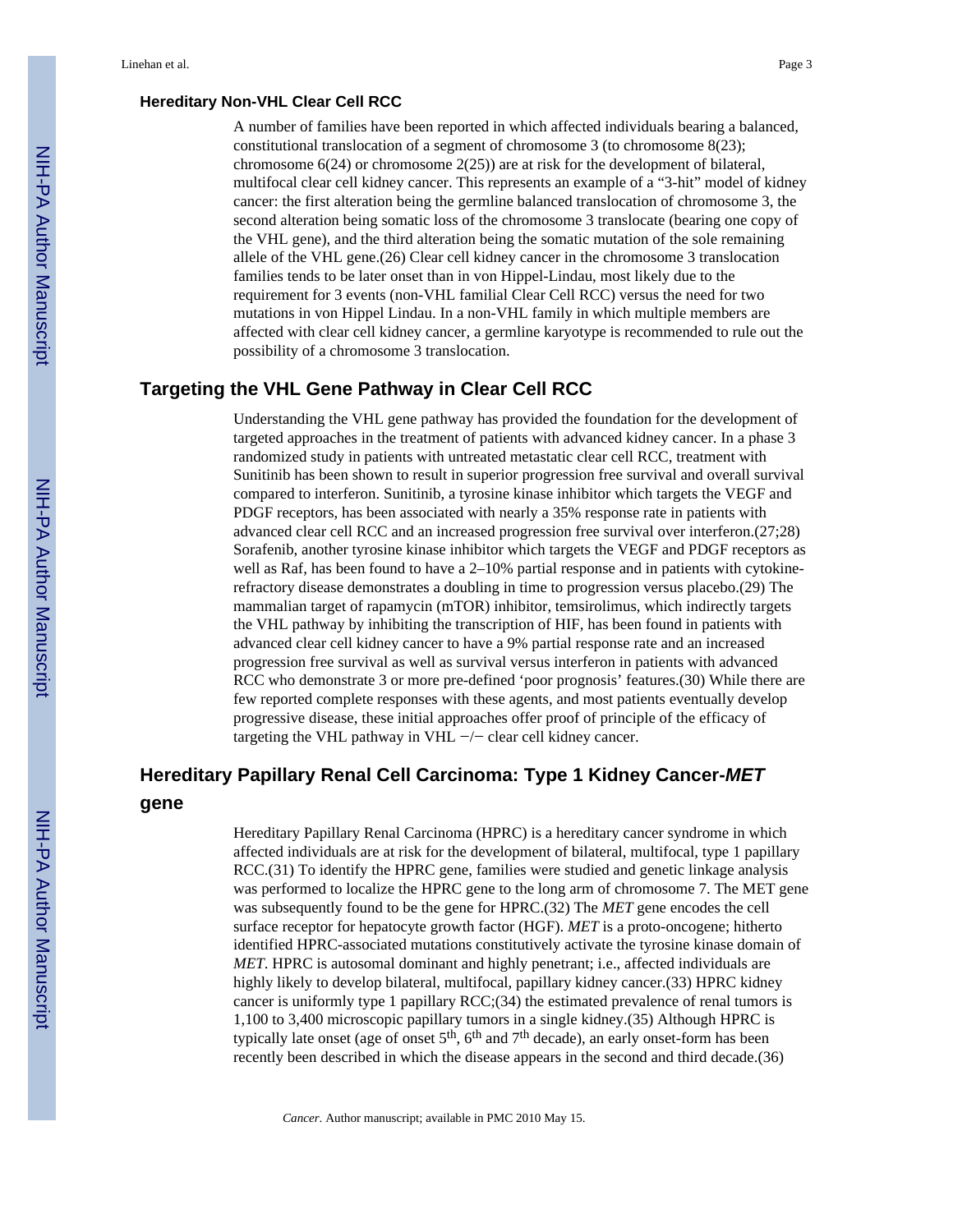### Hereditary Non-VHL Clear Cell RCC

A number of families have been reported in which affected individuals bearing a balanced, constitutional translocation of a segment of chromosome 3 (to chromosome 8(23); chromosome 6(24) or chromosome 2(25)) are at risk for the development of bilateral, multifocal clear cell kidney cancer. This represents an example of a "3-hit" model of kidney cancer: the first alteration being the germline balanced translocation of chromosome 3, the second alteration being somatic loss of the chromosome 3 translocate (bearing one copy of the VHL gene), and the third alteration being the somatic mutation of the sole remaining allele of the VHL gene.(26) Clear cell kidney cancer in the chromosome 3 translocation families tends to be later onset than in von Hippel-Lindau, most likely due to the requirement for 3 events (non-VHL familial Clear Cell RCC) versus the need for two mutations in von Hippel Lindau. In a non-VHL family in which multiple members are affected with clear cell kidney cancer, a germline karyotype is recommended to rule out the possibility of a chromosome 3 translocation.

## Targeting the VHL Gene Pathway in Clear Cell RCC

Understanding the VHL gene pathway has provided the foundation for the development of targeted approaches in the treatment of patients with advanced kidney cancer. In a phase 3 randomized study in patients with untreated metastatic clear cell RCC, treatment with Sunitinib has been shown to result in superior progression free survival and overall survival compared to interferon. Sunitinib, a tyrosine kinase inhibitor which targets the VEGF and PDGF receptors, has been associated with nearly a 35% response rate in patients with advanced clear cell RCC and an increased progression free survival over interferon.(27;28) Sorafenib, another tyrosine kinase inhibitor which targets the VEGF and PDGF receptors as well as Raf, has been found to have a 2–10% partial response and in patients with cytokine-refractory disease demonstrates a doubling in time to progression versus placebo.(29) The mammalian target of rapamycin (mTOR) inhibitor, temsirolimus, which indirectly targets the VHL pathway by inhibiting the transcription of HIF, has been found in patients with advanced clear cell kidney cancer to have a 9% partial response rate and an increased progression free survival as well as survival versus interferon in patients with advanced RCC who demonstrate 3 or more pre-defined 'poor prognosis' features.(30) While there are few reported complete responses with these agents, and most patients eventually develop progressive disease, these initial approaches offer proof of principle of the efficacy of targeting the VHL pathway in VHL −/− clear cell kidney cancer.

## Hereditary Papillary Renal Cell Carcinoma: Type 1 Kidney Cancer-*MET* gene

Hereditary Papillary Renal Carcinoma (HPRC) is a hereditary cancer syndrome in which affected individuals are at risk for the development of bilateral, multifocal, type 1 papillary RCC.(31) To identify the HPRC gene, families were studied and genetic linkage analysis was performed to localize the HPRC gene to the long arm of chromosome 7. The MET gene was subsequently found to be the gene for HPRC.(32) The *MET* gene encodes the cell surface receptor for hepatocyte growth factor (HGF). *MET* is a proto-oncogene; hitherto identified HPRC-associated mutations constitutively activate the tyrosine kinase domain of *MET*. HPRC is autosomal dominant and highly penetrant; i.e., affected individuals are highly likely to develop bilateral, multifocal, papillary kidney cancer.(33) HPRC kidney cancer is uniformly type 1 papillary RCC;(34) the estimated prevalence of renal tumors is 1,100 to 3,400 microscopic papillary tumors in a single kidney.(35) Although HPRC is typically late onset (age of onset 5th, 6th and 7th decade), an early onset-form has been recently been described in which the disease appears in the second and third decade.(36)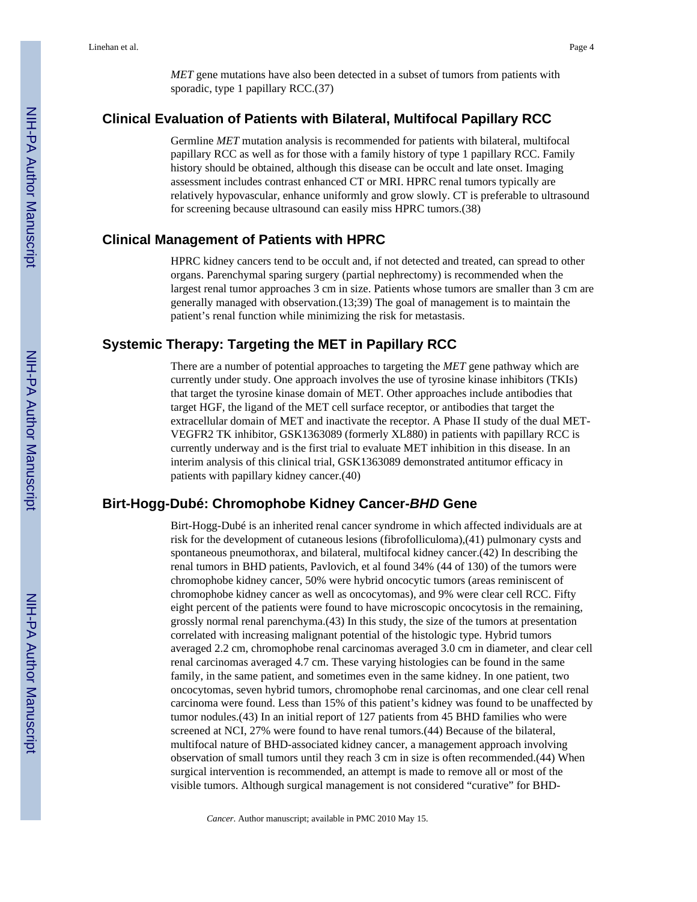*MET* gene mutations have also been detected in a subset of tumors from patients with sporadic, type 1 papillary RCC.(37)

## Clinical Evaluation of Patients with Bilateral, Multifocal Papillary RCC

Germline *MET* mutation analysis is recommended for patients with bilateral, multifocal papillary RCC as well as for those with a family history of type 1 papillary RCC. Family history should be obtained, although this disease can be occult and late onset. Imaging assessment includes contrast enhanced CT or MRI. HPRC renal tumors typically are relatively hypovascular, enhance uniformly and grow slowly. CT is preferable to ultrasound for screening because ultrasound can easily miss HPRC tumors.(38)

## Clinical Management of Patients with HPRC

HPRC kidney cancers tend to be occult and, if not detected and treated, can spread to other organs. Parenchymal sparing surgery (partial nephrectomy) is recommended when the largest renal tumor approaches 3 cm in size. Patients whose tumors are smaller than 3 cm are generally managed with observation.(13;39) The goal of management is to maintain the patient's renal function while minimizing the risk for metastasis.

## Systemic Therapy: Targeting the MET in Papillary RCC

There are a number of potential approaches to targeting the *MET* gene pathway which are currently under study. One approach involves the use of tyrosine kinase inhibitors (TKIs) that target the tyrosine kinase domain of MET. Other approaches include antibodies that target HGF, the ligand of the MET cell surface receptor, or antibodies that target the extracellular domain of MET and inactivate the receptor. A Phase II study of the dual MET-VEGFR2 TK inhibitor, GSK1363089 (formerly XL880) in patients with papillary RCC is currently underway and is the first trial to evaluate MET inhibition in this disease. In an interim analysis of this clinical trial, GSK1363089 demonstrated antitumor efficacy in patients with papillary kidney cancer.(40)

## Birt-Hogg-Dubé: Chromophobe Kidney Cancer-*BHD* Gene

Birt-Hogg-Dubé is an inherited renal cancer syndrome in which affected individuals are at risk for the development of cutaneous lesions (fibrofolliculoma),(41) pulmonary cysts and spontaneous pneumothorax, and bilateral, multifocal kidney cancer.(42) In describing the renal tumors in BHD patients, Pavlovich, et al found 34% (44 of 130) of the tumors were chromophobe kidney cancer, 50% were hybrid oncocytic tumors (areas reminiscent of chromophobe kidney cancer as well as oncocytomas), and 9% were clear cell RCC. Fifty eight percent of the patients were found to have microscopic oncocytosis in the remaining, grossly normal renal parenchyma.(43) In this study, the size of the tumors at presentation correlated with increasing malignant potential of the histologic type. Hybrid tumors averaged 2.2 cm, chromophobe renal carcinomas averaged 3.0 cm in diameter, and clear cell renal carcinomas averaged 4.7 cm. These varying histologies can be found in the same family, in the same patient, and sometimes even in the same kidney. In one patient, two oncocytomas, seven hybrid tumors, chromophobe renal carcinomas, and one clear cell renal carcinoma were found. Less than 15% of this patient's kidney was found to be unaffected by tumor nodules.(43) In an initial report of 127 patients from 45 BHD families who were screened at NCI, 27% were found to have renal tumors.(44) Because of the bilateral, multifocal nature of BHD-associated kidney cancer, a management approach involving observation of small tumors until they reach 3 cm in size is often recommended.(44) When surgical intervention is recommended, an attempt is made to remove all or most of the visible tumors. Although surgical management is not considered "curative" for BHD-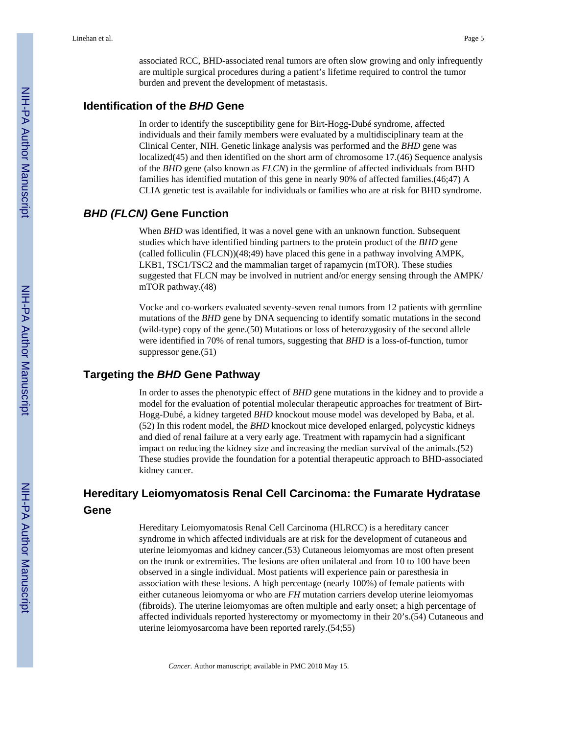associated RCC, BHD-associated renal tumors are often slow growing and only infrequently are multiple surgical procedures during a patient's lifetime required to control the tumor burden and prevent the development of metastasis.

## Identification of the *BHD* Gene

In order to identify the susceptibility gene for Birt-Hogg-Dubé syndrome, affected individuals and their family members were evaluated by a multidisciplinary team at the Clinical Center, NIH. Genetic linkage analysis was performed and the *BHD* gene was localized(45) and then identified on the short arm of chromosome 17.(46) Sequence analysis of the *BHD* gene (also known as *FLCN*) in the germline of affected individuals from BHD families has identified mutation of this gene in nearly 90% of affected families.(46;47) A CLIA genetic test is available for individuals or families who are at risk for BHD syndrome.

## *BHD (FLCN)* Gene Function

When *BHD* was identified, it was a novel gene with an unknown function. Subsequent studies which have identified binding partners to the protein product of the *BHD* gene (called folliculin (FLCN))(48;49) have placed this gene in a pathway involving AMPK, LKB1, TSC1/TSC2 and the mammalian target of rapamycin (mTOR). These studies suggested that FLCN may be involved in nutrient and/or energy sensing through the AMPK/mTOR pathway.(48)

Vocke and co-workers evaluated seventy-seven renal tumors from 12 patients with germline mutations of the *BHD* gene by DNA sequencing to identify somatic mutations in the second (wild-type) copy of the gene.(50) Mutations or loss of heterozygosity of the second allele were identified in 70% of renal tumors, suggesting that *BHD* is a loss-of-function, tumor suppressor gene.(51)

## Targeting the *BHD* Gene Pathway

In order to asses the phenotypic effect of *BHD* gene mutations in the kidney and to provide a model for the evaluation of potential molecular therapeutic approaches for treatment of Birt-Hogg-Dubé, a kidney targeted *BHD* knockout mouse model was developed by Baba, et al.(52) In this rodent model, the *BHD* knockout mice developed enlarged, polycystic kidneys and died of renal failure at a very early age. Treatment with rapamycin had a significant impact on reducing the kidney size and increasing the median survival of the animals.(52) These studies provide the foundation for a potential therapeutic approach to BHD-associated kidney cancer.

## Hereditary Leiomyomatosis Renal Cell Carcinoma: the Fumarate Hydratase Gene

Hereditary Leiomyomatosis Renal Cell Carcinoma (HLRCC) is a hereditary cancer syndrome in which affected individuals are at risk for the development of cutaneous and uterine leiomyomas and kidney cancer.(53) Cutaneous leiomyomas are most often present on the trunk or extremities. The lesions are often unilateral and from 10 to 100 have been observed in a single individual. Most patients will experience pain or paresthesia in association with these lesions. A high percentage (nearly 100%) of female patients with either cutaneous leiomyoma or who are *FH* mutation carriers develop uterine leiomyomas (fibroids). The uterine leiomyomas are often multiple and early onset; a high percentage of affected individuals reported hysterectomy or myomectomy in their 20's.(54) Cutaneous and uterine leiomyosarcoma have been reported rarely.(54;55)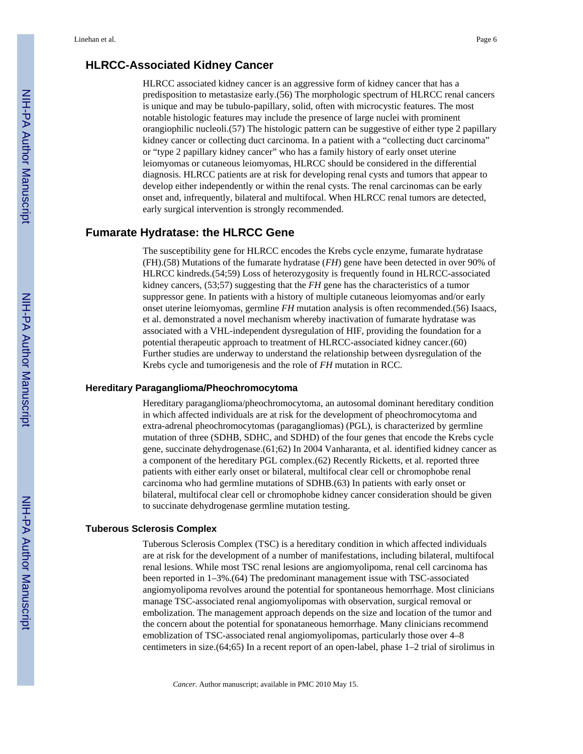## HLRCC-Associated Kidney Cancer

HLRCC associated kidney cancer is an aggressive form of kidney cancer that has a predisposition to metastasize early.(56) The morphologic spectrum of HLRCC renal cancers is unique and may be tubulo-papillary, solid, often with microcystic features. The most notable histologic features may include the presence of large nuclei with prominent orangiophilic nucleoli.(57) The histologic pattern can be suggestive of either type 2 papillary kidney cancer or collecting duct carcinoma. In a patient with a "collecting duct carcinoma" or "type 2 papillary kidney cancer" who has a family history of early onset uterine leiomyomas or cutaneous leiomyomas, HLRCC should be considered in the differential diagnosis. HLRCC patients are at risk for developing renal cysts and tumors that appear to develop either independently or within the renal cysts. The renal carcinomas can be early onset and, infrequently, bilateral and multifocal. When HLRCC renal tumors are detected, early surgical intervention is strongly recommended.

## Fumarate Hydratase: the HLRCC Gene

The susceptibility gene for HLRCC encodes the Krebs cycle enzyme, fumarate hydratase (FH).(58) Mutations of the fumarate hydratase (*FH*) gene have been detected in over 90% of HLRCC kindreds.(54;59) Loss of heterozygosity is frequently found in HLRCC-associated kidney cancers, (53;57) suggesting that the *FH* gene has the characteristics of a tumor suppressor gene. In patients with a history of multiple cutaneous leiomyomas and/or early onset uterine leiomyomas, germline *FH* mutation analysis is often recommended.(56) Isaacs, et al. demonstrated a novel mechanism whereby inactivation of fumarate hydratase was associated with a VHL-independent dysregulation of HIF, providing the foundation for a potential therapeutic approach to treatment of HLRCC-associated kidney cancer.(60) Further studies are underway to understand the relationship between dysregulation of the Krebs cycle and tumorigenesis and the role of *FH* mutation in RCC.

### Hereditary Paraganglioma/Pheochromocytoma

Hereditary paraganglioma/pheochromocytoma, an autosomal dominant hereditary condition in which affected individuals are at risk for the development of pheochromocytoma and extra-adrenal pheochromocytomas (paragangliomas) (PGL), is characterized by germline mutation of three (SDHB, SDHC, and SDHD) of the four genes that encode the Krebs cycle gene, succinate dehydrogenase.(61;62) In 2004 Vanharanta, et al. identified kidney cancer as a component of the hereditary PGL complex.(62) Recently Ricketts, et al. reported three patients with either early onset or bilateral, multifocal clear cell or chromophobe renal carcinoma who had germline mutations of SDHB.(63) In patients with early onset or bilateral, multifocal clear cell or chromophobe kidney cancer consideration should be given to succinate dehydrogenase germline mutation testing.

### Tuberous Sclerosis Complex

Tuberous Sclerosis Complex (TSC) is a hereditary condition in which affected individuals are at risk for the development of a number of manifestations, including bilateral, multifocal renal lesions. While most TSC renal lesions are angiomyolipoma, renal cell carcinoma has been reported in 1–3%.(64) The predominant management issue with TSC-associated angiomyolipoma revolves around the potential for spontaneous hemorrhage. Most clinicians manage TSC-associated renal angiomyolipomas with observation, surgical removal or embolization. The management approach depends on the size and location of the tumor and the concern about the potential for sponataneous hemorrhage. Many clinicians recommend emoblization of TSC-associated renal angiomyolipomas, particularly those over 4–8 centimeters in size.(64;65) In a recent report of an open-label, phase 1–2 trial of sirolimus in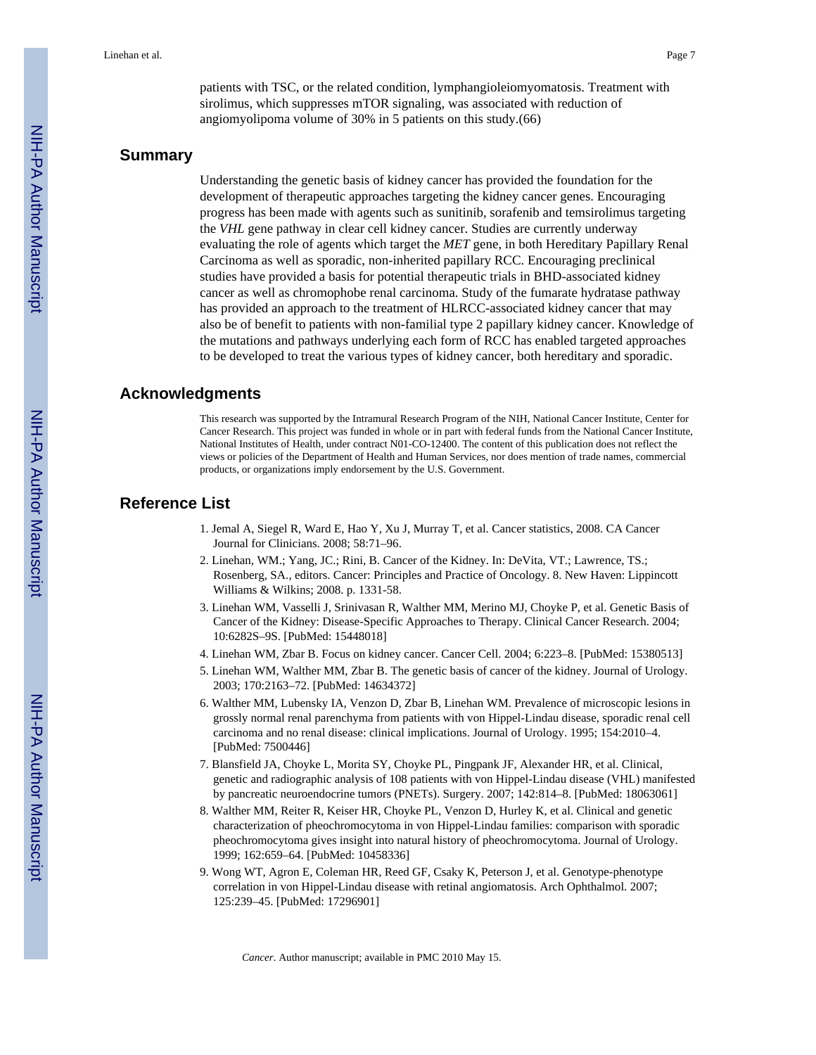patients with TSC, or the related condition, lymphangioleiomyomatosis. Treatment with sirolimus, which suppresses mTOR signaling, was associated with reduction of angiomyolipoma volume of 30% in 5 patients on this study.(66)

## Summary

Understanding the genetic basis of kidney cancer has provided the foundation for the development of therapeutic approaches targeting the kidney cancer genes. Encouraging progress has been made with agents such as sunitinib, sorafenib and temsirolimus targeting the *VHL* gene pathway in clear cell kidney cancer. Studies are currently underway evaluating the role of agents which target the *MET* gene, in both Hereditary Papillary Renal Carcinoma as well as sporadic, non-inherited papillary RCC. Encouraging preclinical studies have provided a basis for potential therapeutic trials in BHD-associated kidney cancer as well as chromophobe renal carcinoma. Study of the fumarate hydratase pathway has provided an approach to the treatment of HLRCC-associated kidney cancer that may also be of benefit to patients with non-familial type 2 papillary kidney cancer. Knowledge of the mutations and pathways underlying each form of RCC has enabled targeted approaches to be developed to treat the various types of kidney cancer, both hereditary and sporadic.

## Acknowledgments

This research was supported by the Intramural Research Program of the NIH, National Cancer Institute, Center for Cancer Research. This project was funded in whole or in part with federal funds from the National Cancer Institute, National Institutes of Health, under contract N01-CO-12400. The content of this publication does not reflect the views or policies of the Department of Health and Human Services, nor does mention of trade names, commercial products, or organizations imply endorsement by the U.S. Government.

## Reference List

1. Jemal A, Siegel R, Ward E, Hao Y, Xu J, Murray T, et al. Cancer statistics, 2008. CA Cancer Journal for Clinicians. 2008; 58:71–96.
2. Linehan, WM.; Yang, JC.; Rini, B. Cancer of the Kidney. In: DeVita, VT.; Lawrence, TS.; Rosenberg, SA., editors. Cancer: Principles and Practice of Oncology. 8. New Haven: Lippincott Williams & Wilkins; 2008. p. 1331-58.
3. Linehan WM, Vasselli J, Srinivasan R, Walther MM, Merino MJ, Choyke P, et al. Genetic Basis of Cancer of the Kidney: Disease-Specific Approaches to Therapy. Clinical Cancer Research. 2004; 10:6282S–9S. [PubMed: 15448018]
4. Linehan WM, Zbar B. Focus on kidney cancer. Cancer Cell. 2004; 6:223–8. [PubMed: 15380513]
5. Linehan WM, Walther MM, Zbar B. The genetic basis of cancer of the kidney. Journal of Urology. 2003; 170:2163–72. [PubMed: 14634372]
6. Walther MM, Lubensky IA, Venzon D, Zbar B, Linehan WM. Prevalence of microscopic lesions in grossly normal renal parenchyma from patients with von Hippel-Lindau disease, sporadic renal cell carcinoma and no renal disease: clinical implications. Journal of Urology. 1995; 154:2010–4. [PubMed: 7500446]
7. Blansfield JA, Choyke L, Morita SY, Choyke PL, Pingpank JF, Alexander HR, et al. Clinical, genetic and radiographic analysis of 108 patients with von Hippel-Lindau disease (VHL) manifested by pancreatic neuroendocrine tumors (PNETs). Surgery. 2007; 142:814–8. [PubMed: 18063061]
8. Walther MM, Reiter R, Keiser HR, Choyke PL, Venzon D, Hurley K, et al. Clinical and genetic characterization of pheochromocytoma in von Hippel-Lindau families: comparison with sporadic pheochromocytoma gives insight into natural history of pheochromocytoma. Journal of Urology. 1999; 162:659–64. [PubMed: 10458336]
9. Wong WT, Agron E, Coleman HR, Reed GF, Csaky K, Peterson J, et al. Genotype-phenotype correlation in von Hippel-Lindau disease with retinal angiomatosis. Arch Ophthalmol. 2007; 125:239–45. [PubMed: 17296901]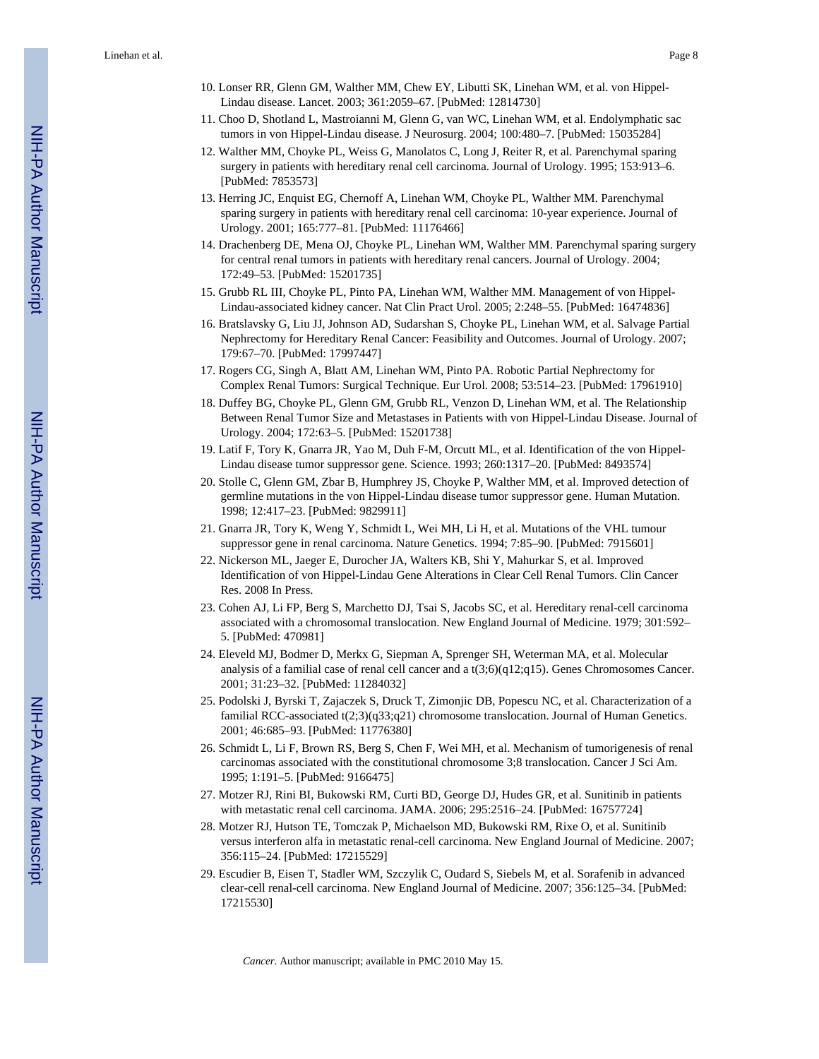10. Lonser RR, Glenn GM, Walther MM, Chew EY, Libutti SK, Linehan WM, et al. von Hippel-Lindau disease. Lancet. 2003; 361:2059–67. [PubMed: 12814730]
11. Choo D, Shotland L, Mastroianni M, Glenn G, van WC, Linehan WM, et al. Endolymphatic sac tumors in von Hippel-Lindau disease. J Neurosurg. 2004; 100:480–7. [PubMed: 15035284]
12. Walther MM, Choyke PL, Weiss G, Manolatos C, Long J, Reiter R, et al. Parenchymal sparing surgery in patients with hereditary renal cell carcinoma. Journal of Urology. 1995; 153:913–6. [PubMed: 7853573]
13. Herring JC, Enquist EG, Chernoff A, Linehan WM, Choyke PL, Walther MM. Parenchymal sparing surgery in patients with hereditary renal cell carcinoma: 10-year experience. Journal of Urology. 2001; 165:777–81. [PubMed: 11176466]
14. Drachenberg DE, Mena OJ, Choyke PL, Linehan WM, Walther MM. Parenchymal sparing surgery for central renal tumors in patients with hereditary renal cancers. Journal of Urology. 2004; 172:49–53. [PubMed: 15201735]
15. Grubb RL III, Choyke PL, Pinto PA, Linehan WM, Walther MM. Management of von Hippel-Lindau-associated kidney cancer. Nat Clin Pract Urol. 2005; 2:248–55. [PubMed: 16474836]
16. Bratslavsky G, Liu JJ, Johnson AD, Sudarshan S, Choyke PL, Linehan WM, et al. Salvage Partial Nephrectomy for Hereditary Renal Cancer: Feasibility and Outcomes. Journal of Urology. 2007; 179:67–70. [PubMed: 17997447]
17. Rogers CG, Singh A, Blatt AM, Linehan WM, Pinto PA. Robotic Partial Nephrectomy for Complex Renal Tumors: Surgical Technique. Eur Urol. 2008; 53:514–23. [PubMed: 17961910]
18. Duffey BG, Choyke PL, Glenn GM, Grubb RL, Venzon D, Linehan WM, et al. The Relationship Between Renal Tumor Size and Metastases in Patients with von Hippel-Lindau Disease. Journal of Urology. 2004; 172:63–5. [PubMed: 15201738]
19. Latif F, Tory K, Gnarra JR, Yao M, Duh F-M, Orcutt ML, et al. Identification of the von Hippel-Lindau disease tumor suppressor gene. Science. 1993; 260:1317–20. [PubMed: 8493574]
20. Stolle C, Glenn GM, Zbar B, Humphrey JS, Choyke P, Walther MM, et al. Improved detection of germline mutations in the von Hippel-Lindau disease tumor suppressor gene. Human Mutation. 1998; 12:417–23. [PubMed: 9829911]
21. Gnarra JR, Tory K, Weng Y, Schmidt L, Wei MH, Li H, et al. Mutations of the VHL tumour suppressor gene in renal carcinoma. Nature Genetics. 1994; 7:85–90. [PubMed: 7915601]
22. Nickerson ML, Jaeger E, Durocher JA, Walters KB, Shi Y, Mahurkar S, et al. Improved Identification of von Hippel-Lindau Gene Alterations in Clear Cell Renal Tumors. Clin Cancer Res. 2008 In Press.
23. Cohen AJ, Li FP, Berg S, Marchetto DJ, Tsai S, Jacobs SC, et al. Hereditary renal-cell carcinoma associated with a chromosomal translocation. New England Journal of Medicine. 1979; 301:592–5. [PubMed: 470981]
24. Eleveld MJ, Bodmer D, Merkx G, Siepman A, Sprenger SH, Weterman MA, et al. Molecular analysis of a familial case of renal cell cancer and a t(3;6)(q12;q15). Genes Chromosomes Cancer. 2001; 31:23–32. [PubMed: 11284032]
25. Podolski J, Byrski T, Zajaczek S, Druck T, Zimonjic DB, Popescu NC, et al. Characterization of a familial RCC-associated t(2;3)(q33;q21) chromosome translocation. Journal of Human Genetics. 2001; 46:685–93. [PubMed: 11776380]
26. Schmidt L, Li F, Brown RS, Berg S, Chen F, Wei MH, et al. Mechanism of tumorigenesis of renal carcinomas associated with the constitutional chromosome 3;8 translocation. Cancer J Sci Am. 1995; 1:191–5. [PubMed: 9166475]
27. Motzer RJ, Rini BI, Bukowski RM, Curti BD, George DJ, Hudes GR, et al. Sunitinib in patients with metastatic renal cell carcinoma. JAMA. 2006; 295:2516–24. [PubMed: 16757724]
28. Motzer RJ, Hutson TE, Tomczak P, Michaelson MD, Bukowski RM, Rixe O, et al. Sunitinib versus interferon alfa in metastatic renal-cell carcinoma. New England Journal of Medicine. 2007; 356:115–24. [PubMed: 17215529]
29. Escudier B, Eisen T, Stadler WM, Szczylik C, Oudard S, Siebels M, et al. Sorafenib in advanced clear-cell renal-cell carcinoma. New England Journal of Medicine. 2007; 356:125–34. [PubMed: 17215530]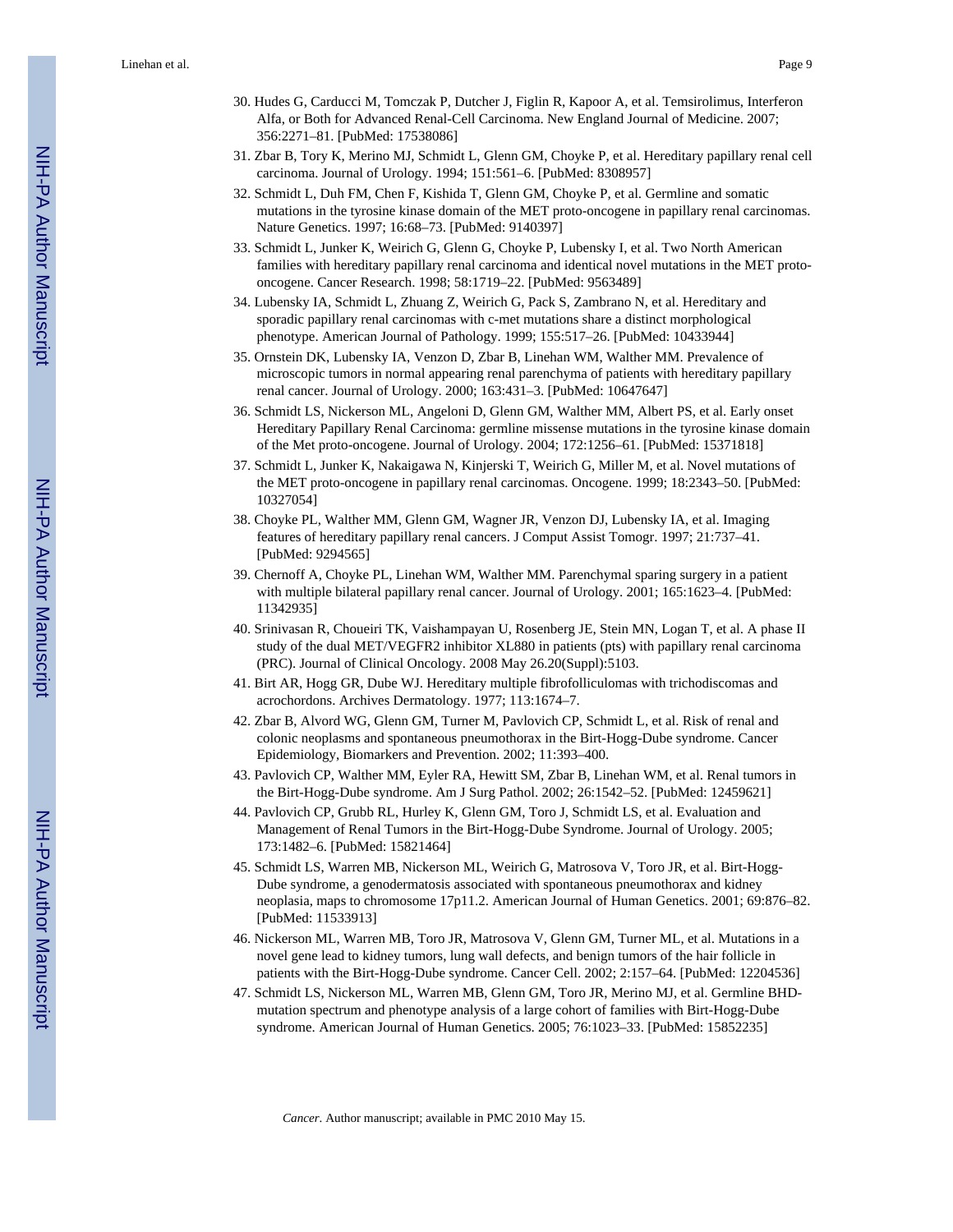30. Hudes G, Carducci M, Tomczak P, Dutcher J, Figlin R, Kapoor A, et al. Temsirolimus, Interferon Alfa, or Both for Advanced Renal-Cell Carcinoma. New England Journal of Medicine. 2007; 356:2271–81. [PubMed: 17538086]
31. Zbar B, Tory K, Merino MJ, Schmidt L, Glenn GM, Choyke P, et al. Hereditary papillary renal cell carcinoma. Journal of Urology. 1994; 151:561–6. [PubMed: 8308957]
32. Schmidt L, Duh FM, Chen F, Kishida T, Glenn GM, Choyke P, et al. Germline and somatic mutations in the tyrosine kinase domain of the MET proto-oncogene in papillary renal carcinomas. Nature Genetics. 1997; 16:68–73. [PubMed: 9140397]
33. Schmidt L, Junker K, Weirich G, Glenn G, Choyke P, Lubensky I, et al. Two North American families with hereditary papillary renal carcinoma and identical novel mutations in the MET proto-oncogene. Cancer Research. 1998; 58:1719–22. [PubMed: 9563489]
34. Lubensky IA, Schmidt L, Zhuang Z, Weirich G, Pack S, Zambrano N, et al. Hereditary and sporadic papillary renal carcinomas with c-met mutations share a distinct morphological phenotype. American Journal of Pathology. 1999; 155:517–26. [PubMed: 10433944]
35. Ornstein DK, Lubensky IA, Venzon D, Zbar B, Linehan WM, Walther MM. Prevalence of microscopic tumors in normal appearing renal parenchyma of patients with hereditary papillary renal cancer. Journal of Urology. 2000; 163:431–3. [PubMed: 10647647]
36. Schmidt LS, Nickerson ML, Angeloni D, Glenn GM, Walther MM, Albert PS, et al. Early onset Hereditary Papillary Renal Carcinoma: germline missense mutations in the tyrosine kinase domain of the Met proto-oncogene. Journal of Urology. 2004; 172:1256–61. [PubMed: 15371818]
37. Schmidt L, Junker K, Nakaigawa N, Kinjerski T, Weirich G, Miller M, et al. Novel mutations of the MET proto-oncogene in papillary renal carcinomas. Oncogene. 1999; 18:2343–50. [PubMed: 10327054]
38. Choyke PL, Walther MM, Glenn GM, Wagner JR, Venzon DJ, Lubensky IA, et al. Imaging features of hereditary papillary renal cancers. J Comput Assist Tomogr. 1997; 21:737–41. [PubMed: 9294565]
39. Chernoff A, Choyke PL, Linehan WM, Walther MM. Parenchymal sparing surgery in a patient with multiple bilateral papillary renal cancer. Journal of Urology. 2001; 165:1623–4. [PubMed: 11342935]
40. Srinivasan R, Choueiri TK, Vaishampayan U, Rosenberg JE, Stein MN, Logan T, et al. A phase II study of the dual MET/VEGFR2 inhibitor XL880 in patients (pts) with papillary renal carcinoma (PRC). Journal of Clinical Oncology. 2008 May 26.20(Suppl):5103.
41. Birt AR, Hogg GR, Dube WJ. Hereditary multiple fibrofolliculomas with trichodiscomas and acrochordons. Archives Dermatology. 1977; 113:1674–7.
42. Zbar B, Alvord WG, Glenn GM, Turner M, Pavlovich CP, Schmidt L, et al. Risk of renal and colonic neoplasms and spontaneous pneumothorax in the Birt-Hogg-Dube syndrome. Cancer Epidemiology, Biomarkers and Prevention. 2002; 11:393–400.
43. Pavlovich CP, Walther MM, Eyler RA, Hewitt SM, Zbar B, Linehan WM, et al. Renal tumors in the Birt-Hogg-Dube syndrome. Am J Surg Pathol. 2002; 26:1542–52. [PubMed: 12459621]
44. Pavlovich CP, Grubb RL, Hurley K, Glenn GM, Toro J, Schmidt LS, et al. Evaluation and Management of Renal Tumors in the Birt-Hogg-Dube Syndrome. Journal of Urology. 2005; 173:1482–6. [PubMed: 15821464]
45. Schmidt LS, Warren MB, Nickerson ML, Weirich G, Matrosova V, Toro JR, et al. Birt-Hogg-Dube syndrome, a genodermatosis associated with spontaneous pneumothorax and kidney neoplasia, maps to chromosome 17p11.2. American Journal of Human Genetics. 2001; 69:876–82. [PubMed: 11533913]
46. Nickerson ML, Warren MB, Toro JR, Matrosova V, Glenn GM, Turner ML, et al. Mutations in a novel gene lead to kidney tumors, lung wall defects, and benign tumors of the hair follicle in patients with the Birt-Hogg-Dube syndrome. Cancer Cell. 2002; 2:157–64. [PubMed: 12204536]
47. Schmidt LS, Nickerson ML, Warren MB, Glenn GM, Toro JR, Merino MJ, et al. Germline BHD-mutation spectrum and phenotype analysis of a large cohort of families with Birt-Hogg-Dube syndrome. American Journal of Human Genetics. 2005; 76:1023–33. [PubMed: 15852235]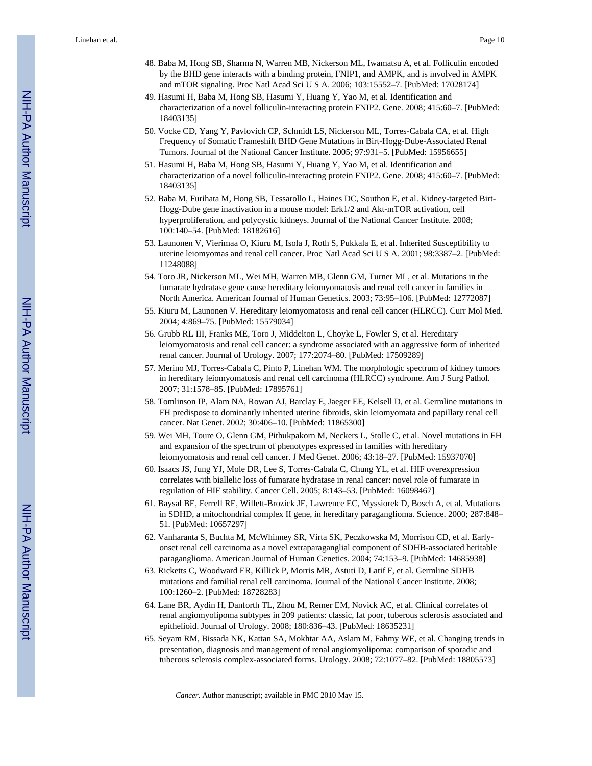48. Baba M, Hong SB, Sharma N, Warren MB, Nickerson ML, Iwamatsu A, et al. Folliculin encoded by the BHD gene interacts with a binding protein, FNIP1, and AMPK, and is involved in AMPK and mTOR signaling. Proc Natl Acad Sci U S A. 2006; 103:15552–7. [PubMed: 17028174]
49. Hasumi H, Baba M, Hong SB, Hasumi Y, Huang Y, Yao M, et al. Identification and characterization of a novel folliculin-interacting protein FNIP2. Gene. 2008; 415:60–7. [PubMed: 18403135]
50. Vocke CD, Yang Y, Pavlovich CP, Schmidt LS, Nickerson ML, Torres-Cabala CA, et al. High Frequency of Somatic Frameshift BHD Gene Mutations in Birt-Hogg-Dube-Associated Renal Tumors. Journal of the National Cancer Institute. 2005; 97:931–5. [PubMed: 15956655]
51. Hasumi H, Baba M, Hong SB, Hasumi Y, Huang Y, Yao M, et al. Identification and characterization of a novel folliculin-interacting protein FNIP2. Gene. 2008; 415:60–7. [PubMed: 18403135]
52. Baba M, Furihata M, Hong SB, Tessarollo L, Haines DC, Southon E, et al. Kidney-targeted Birt-Hogg-Dube gene inactivation in a mouse model: Erk1/2 and Akt-mTOR activation, cell hyperproliferation, and polycystic kidneys. Journal of the National Cancer Institute. 2008; 100:140–54. [PubMed: 18182616]
53. Launonen V, Vierimaa O, Kiuru M, Isola J, Roth S, Pukkala E, et al. Inherited Susceptibility to uterine leiomyomas and renal cell cancer. Proc Natl Acad Sci U S A. 2001; 98:3387–2. [PubMed: 11248088]
54. Toro JR, Nickerson ML, Wei MH, Warren MB, Glenn GM, Turner ML, et al. Mutations in the fumarate hydratase gene cause hereditary leiomyomatosis and renal cell cancer in families in North America. American Journal of Human Genetics. 2003; 73:95–106. [PubMed: 12772087]
55. Kiuru M, Launonen V. Hereditary leiomyomatosis and renal cell cancer (HLRCC). Curr Mol Med. 2004; 4:869–75. [PubMed: 15579034]
56. Grubb RL III, Franks ME, Toro J, Middelton L, Choyke L, Fowler S, et al. Hereditary leiomyomatosis and renal cell cancer: a syndrome associated with an aggressive form of inherited renal cancer. Journal of Urology. 2007; 177:2074–80. [PubMed: 17509289]
57. Merino MJ, Torres-Cabala C, Pinto P, Linehan WM. The morphologic spectrum of kidney tumors in hereditary leiomyomatosis and renal cell carcinoma (HLRCC) syndrome. Am J Surg Pathol. 2007; 31:1578–85. [PubMed: 17895761]
58. Tomlinson IP, Alam NA, Rowan AJ, Barclay E, Jaeger EE, Kelsell D, et al. Germline mutations in FH predispose to dominantly inherited uterine fibroids, skin leiomyomata and papillary renal cell cancer. Nat Genet. 2002; 30:406–10. [PubMed: 11865300]
59. Wei MH, Toure O, Glenn GM, Pithukpakorn M, Neckers L, Stolle C, et al. Novel mutations in FH and expansion of the spectrum of phenotypes expressed in families with hereditary leiomyomatosis and renal cell cancer. J Med Genet. 2006; 43:18–27. [PubMed: 15937070]
60. Isaacs JS, Jung YJ, Mole DR, Lee S, Torres-Cabala C, Chung YL, et al. HIF overexpression correlates with biallelic loss of fumarate hydratase in renal cancer: novel role of fumarate in regulation of HIF stability. Cancer Cell. 2005; 8:143–53. [PubMed: 16098467]
61. Baysal BE, Ferrell RE, Willett-Brozick JE, Lawrence EC, Myssiorek D, Bosch A, et al. Mutations in SDHD, a mitochondrial complex II gene, in hereditary paraganglioma. Science. 2000; 287:848–51. [PubMed: 10657297]
62. Vanharanta S, Buchta M, McWhinney SR, Virta SK, Peczkowska M, Morrison CD, et al. Early-onset renal cell carcinoma as a novel extraparaganglial component of SDHB-associated heritable paraganglioma. American Journal of Human Genetics. 2004; 74:153–9. [PubMed: 14685938]
63. Ricketts C, Woodward ER, Killick P, Morris MR, Astuti D, Latif F, et al. Germline SDHB mutations and familial renal cell carcinoma. Journal of the National Cancer Institute. 2008; 100:1260–2. [PubMed: 18728283]
64. Lane BR, Aydin H, Danforth TL, Zhou M, Remer EM, Novick AC, et al. Clinical correlates of renal angiomyolipoma subtypes in 209 patients: classic, fat poor, tuberous sclerosis associated and epithelioid. Journal of Urology. 2008; 180:836–43. [PubMed: 18635231]
65. Seyam RM, Bissada NK, Kattan SA, Mokhtar AA, Aslam M, Fahmy WE, et al. Changing trends in presentation, diagnosis and management of renal angiomyolipoma: comparison of sporadic and tuberous sclerosis complex-associated forms. Urology. 2008; 72:1077–82. [PubMed: 18805573]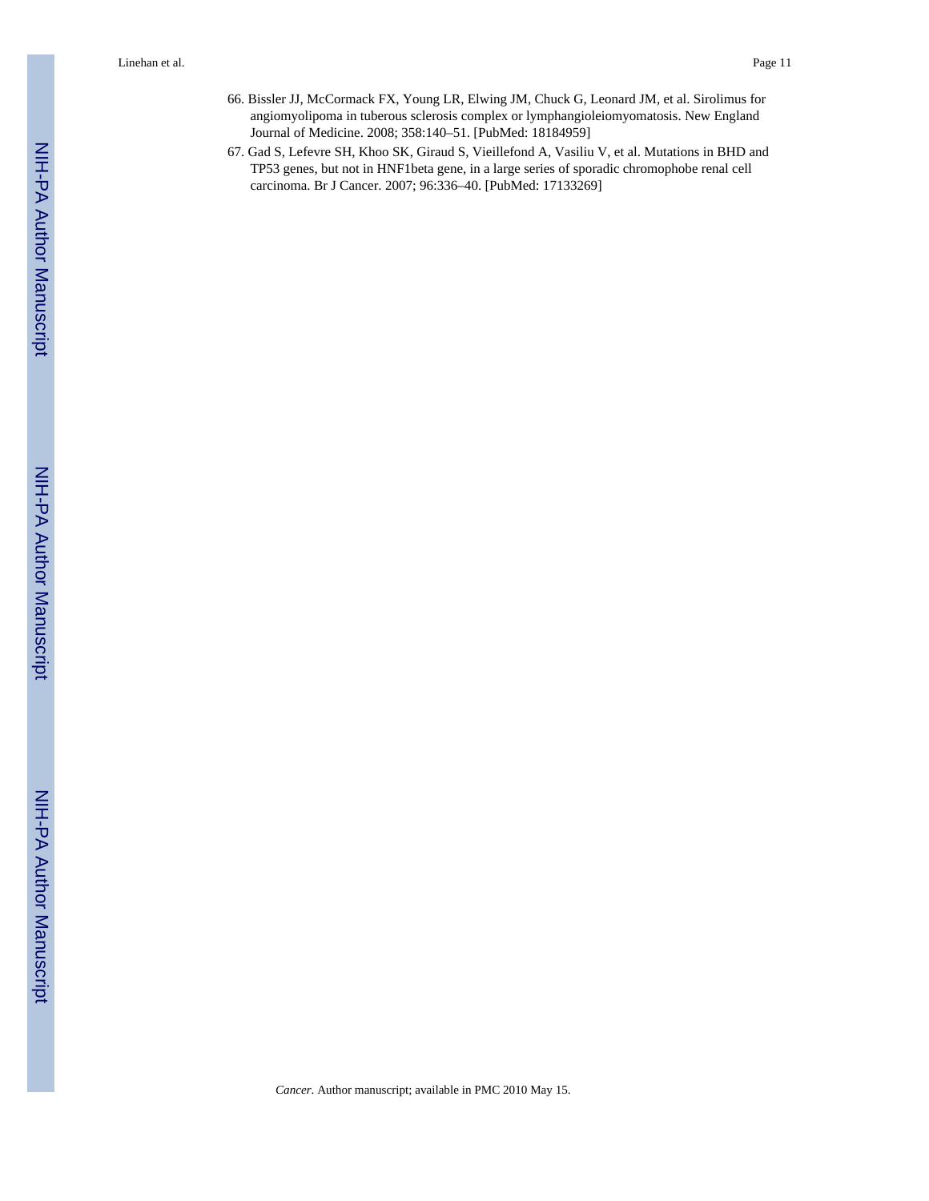66. Bissler JJ, McCormack FX, Young LR, Elwing JM, Chuck G, Leonard JM, et al. Sirolimus for angiomyolipoma in tuberous sclerosis complex or lymphangioleiomyomatosis. New England Journal of Medicine. 2008; 358:140–51. [PubMed: 18184959]

67. Gad S, Lefevre SH, Khoo SK, Giraud S, Vieillefond A, Vasiliu V, et al. Mutations in BHD and TP53 genes, but not in HNF1beta gene, in a large series of sporadic chromophobe renal cell carcinoma. Br J Cancer. 2007; 96:336–40. [PubMed: 17133269]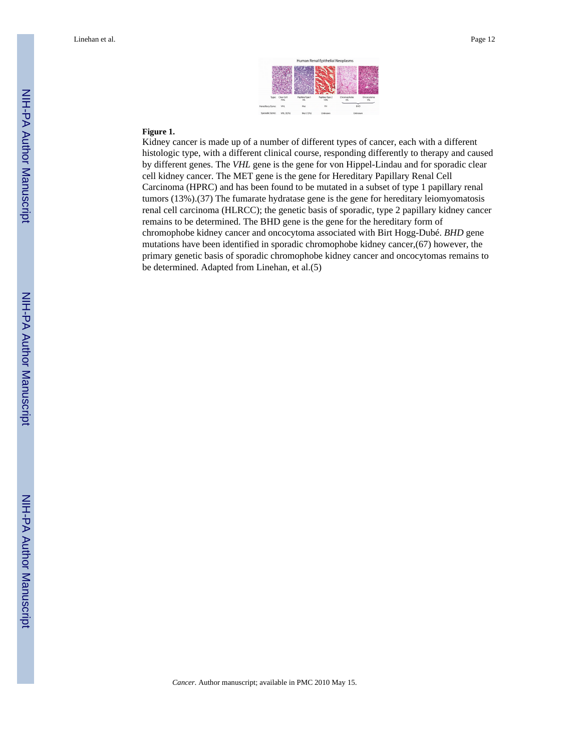**Figure 1.**

Kidney cancer is made up of a number of different types of cancer, each with a different histologic type, with a different clinical course, responding differently to therapy and caused by different genes. The *VHL* gene is the gene for von Hippel-Lindau and for sporadic clear cell kidney cancer. The MET gene is the gene for Hereditary Papillary Renal Cell Carcinoma (HPRC) and has been found to be mutated in a subset of type 1 papillary renal tumors (13%).(37) The fumarate hydratase gene is the gene for hereditary leiomyomatosis renal cell carcinoma (HLRCC); the genetic basis of sporadic, type 2 papillary kidney cancer remains to be determined. The BHD gene is the gene for the hereditary form of chromophobe kidney cancer and oncocytoma associated with Birt Hogg-Dubé. *BHD* gene mutations have been identified in sporadic chromophobe kidney cancer,(67) however, the primary genetic basis of sporadic chromophobe kidney cancer and oncocytomas remains to be determined. Adapted from Linehan, et al.(5)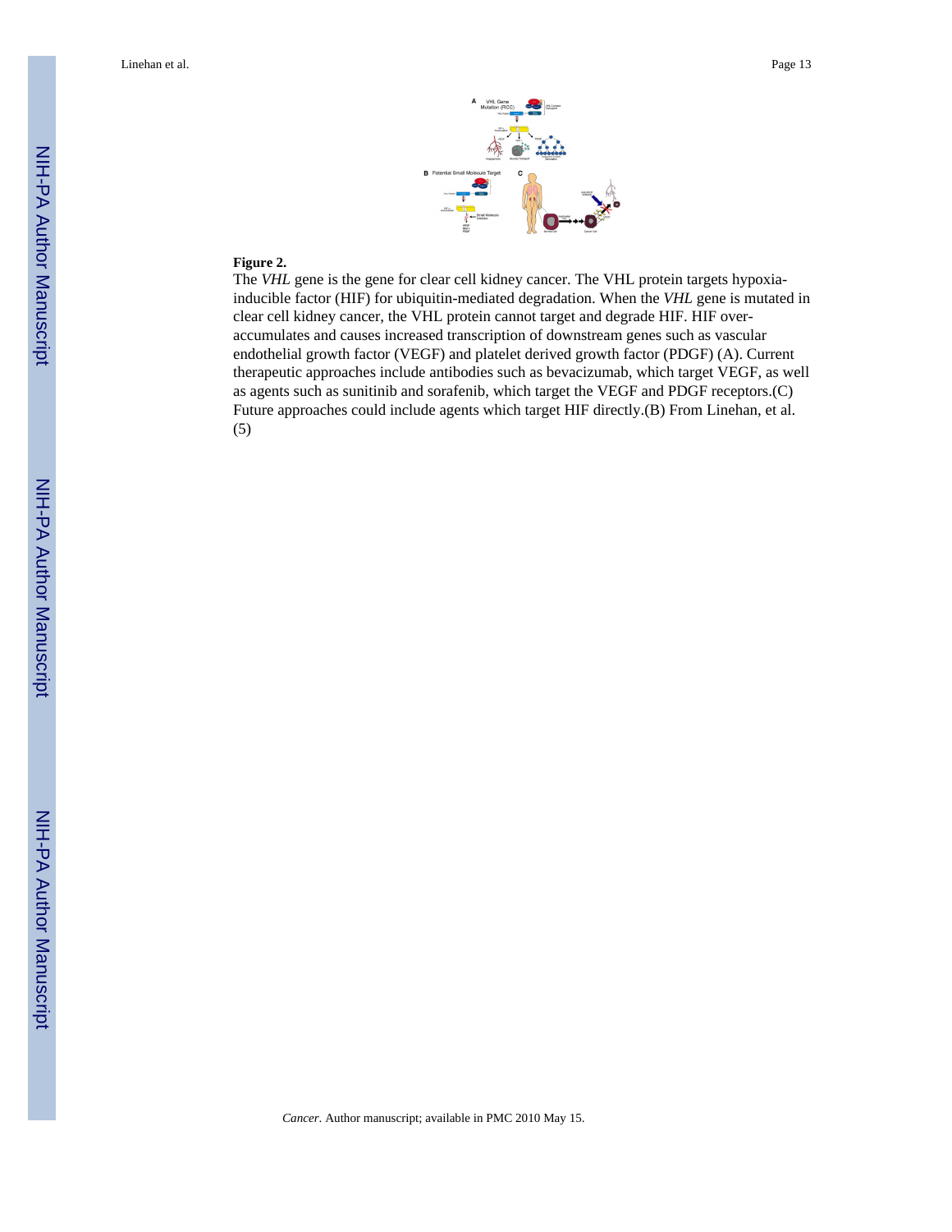**Figure 2.**

The *VHL* gene is the gene for clear cell kidney cancer. The VHL protein targets hypoxia-inducible factor (HIF) for ubiquitin-mediated degradation. When the *VHL* gene is mutated in clear cell kidney cancer, the VHL protein cannot target and degrade HIF. HIF over-accumulates and causes increased transcription of downstream genes such as vascular endothelial growth factor (VEGF) and platelet derived growth factor (PDGF) (A). Current therapeutic approaches include antibodies such as bevacizumab, which target VEGF, as well as agents such as sunitinib and sorafenib, which target the VEGF and PDGF receptors.(C) Future approaches could include agents which target HIF directly.(B) From Linehan, et al. (5)